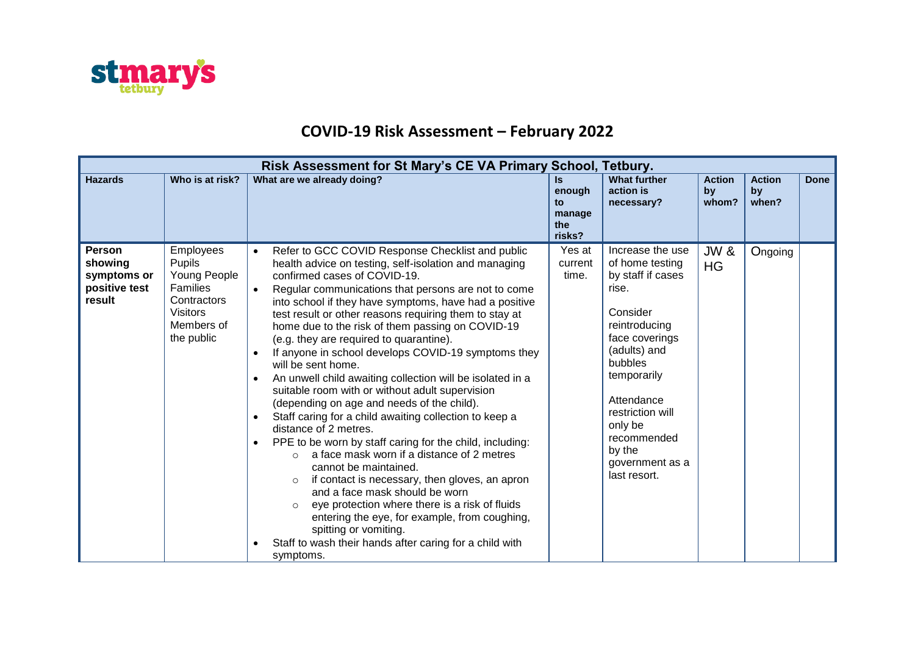stmarys tetbury

# COVID-19 Risk Assessment – February 2022

| Risk Assessment for St Mary's CE VA Primary School, Tetbury. | | | | | | | |
|---|---|---|---|---|---|---|---|
| **Hazards** | **Who is at risk?** | **What are we already doing?** | **Is enough to manage the risks?** | **What further action is necessary?** | **Action by whom?** | **Action by when?** | **Done** |
| **Person showing symptoms or positive test result** | Employees<br>Pupils<br>Young People<br>Families<br>Contractors<br>Visitors<br>Members of the public | • Refer to GCC COVID Response Checklist and public health advice on testing, self-isolation and managing confirmed cases of COVID-19.<br>• Regular communications that persons are not to come into school if they have symptoms, have had a positive test result or other reasons requiring them to stay at home due to the risk of them passing on COVID-19 (e.g. they are required to quarantine).<br>• If anyone in school develops COVID-19 symptoms they will be sent home.<br>• An unwell child awaiting collection will be isolated in a suitable room with or without adult supervision (depending on age and needs of the child).<br>• Staff caring for a child awaiting collection to keep a distance of 2 metres.<br>• PPE to be worn by staff caring for the child, including:<br>  ○ a face mask worn if a distance of 2 metres cannot be maintained.<br>  ○ if contact is necessary, then gloves, an apron and a face mask should be worn<br>  ○ eye protection where there is a risk of fluids entering the eye, for example, from coughing, spitting or vomiting.<br>• Staff to wash their hands after caring for a child with symptoms. | Yes at current time. | Increase the use of home testing by staff if cases rise.<br><br>Consider reintroducing face coverings (adults) and bubbles temporarily<br><br>Attendance restriction will only be recommended by the government as a last resort. | JW & HG | Ongoing | |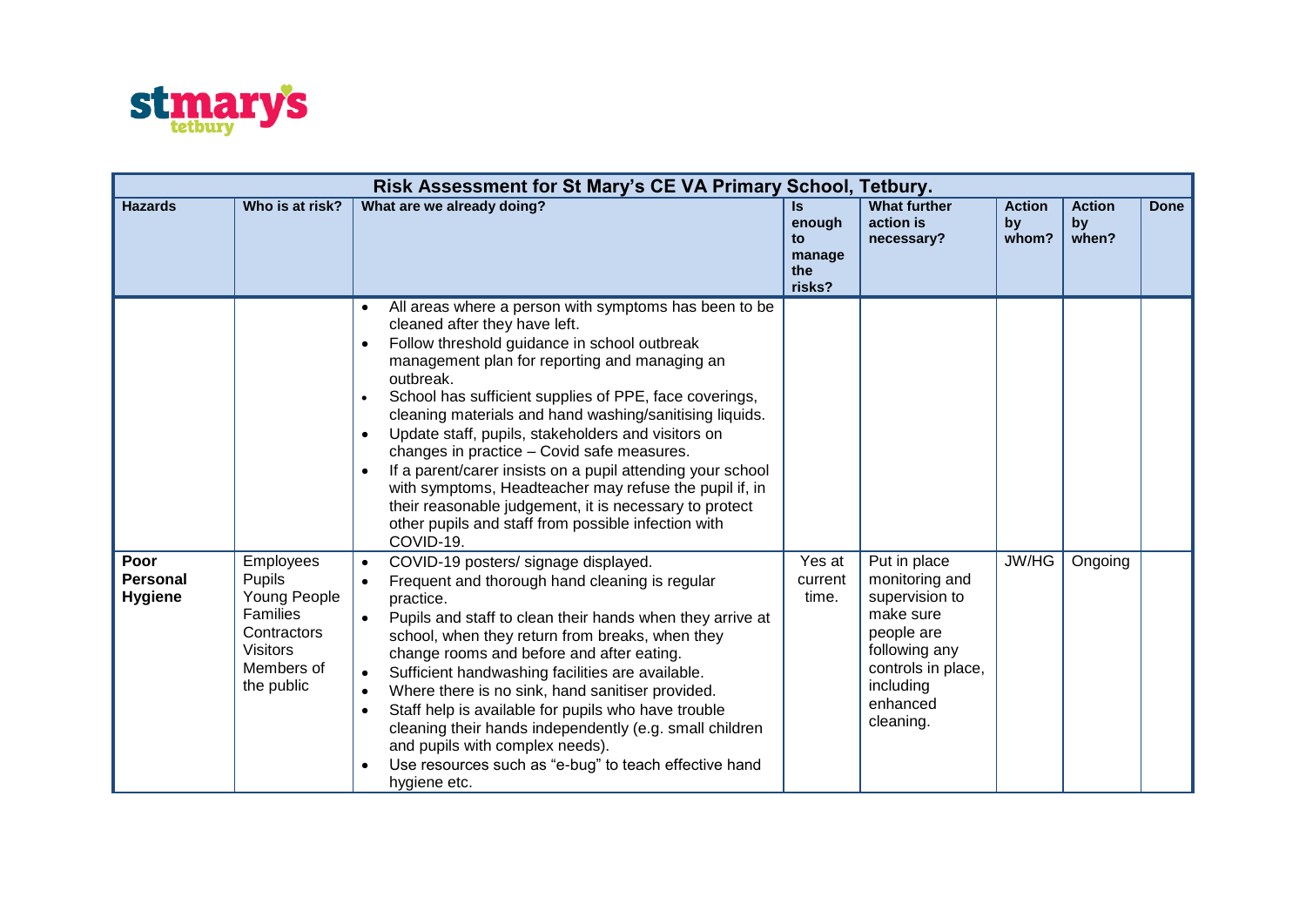| Risk Assessment for St Mary's CE VA Primary School, Tetbury. | | | | | | | |
|---|---|---|---|---|---|---|---|
| **Hazards** | **Who is at risk?** | **What are we already doing?** | **Is enough to manage the risks?** | **What further action is necessary?** | **Action by whom?** | **Action by when?** | **Done** |
| | | • All areas where a person with symptoms has been to be cleaned after they have left.<br>• Follow threshold guidance in school outbreak management plan for reporting and managing an outbreak.<br>• School has sufficient supplies of PPE, face coverings, cleaning materials and hand washing/sanitising liquids.<br>• Update staff, pupils, stakeholders and visitors on changes in practice – Covid safe measures.<br>• If a parent/carer insists on a pupil attending your school with symptoms, Headteacher may refuse the pupil if, in their reasonable judgement, it is necessary to protect other pupils and staff from possible infection with COVID-19. | | | | | |
| **Poor Personal Hygiene** | Employees<br>Pupils<br>Young People<br>Families<br>Contractors<br>Visitors<br>Members of the public | • COVID-19 posters/ signage displayed.<br>• Frequent and thorough hand cleaning is regular practice.<br>• Pupils and staff to clean their hands when they arrive at school, when they return from breaks, when they change rooms and before and after eating.<br>• Sufficient handwashing facilities are available.<br>• Where there is no sink, hand sanitiser provided.<br>• Staff help is available for pupils who have trouble cleaning their hands independently (e.g. small children and pupils with complex needs).<br>• Use resources such as "e-bug" to teach effective hand hygiene etc. | Yes at current time. | Put in place monitoring and supervision to make sure people are following any controls in place, including enhanced cleaning. | JW/HG | Ongoing | |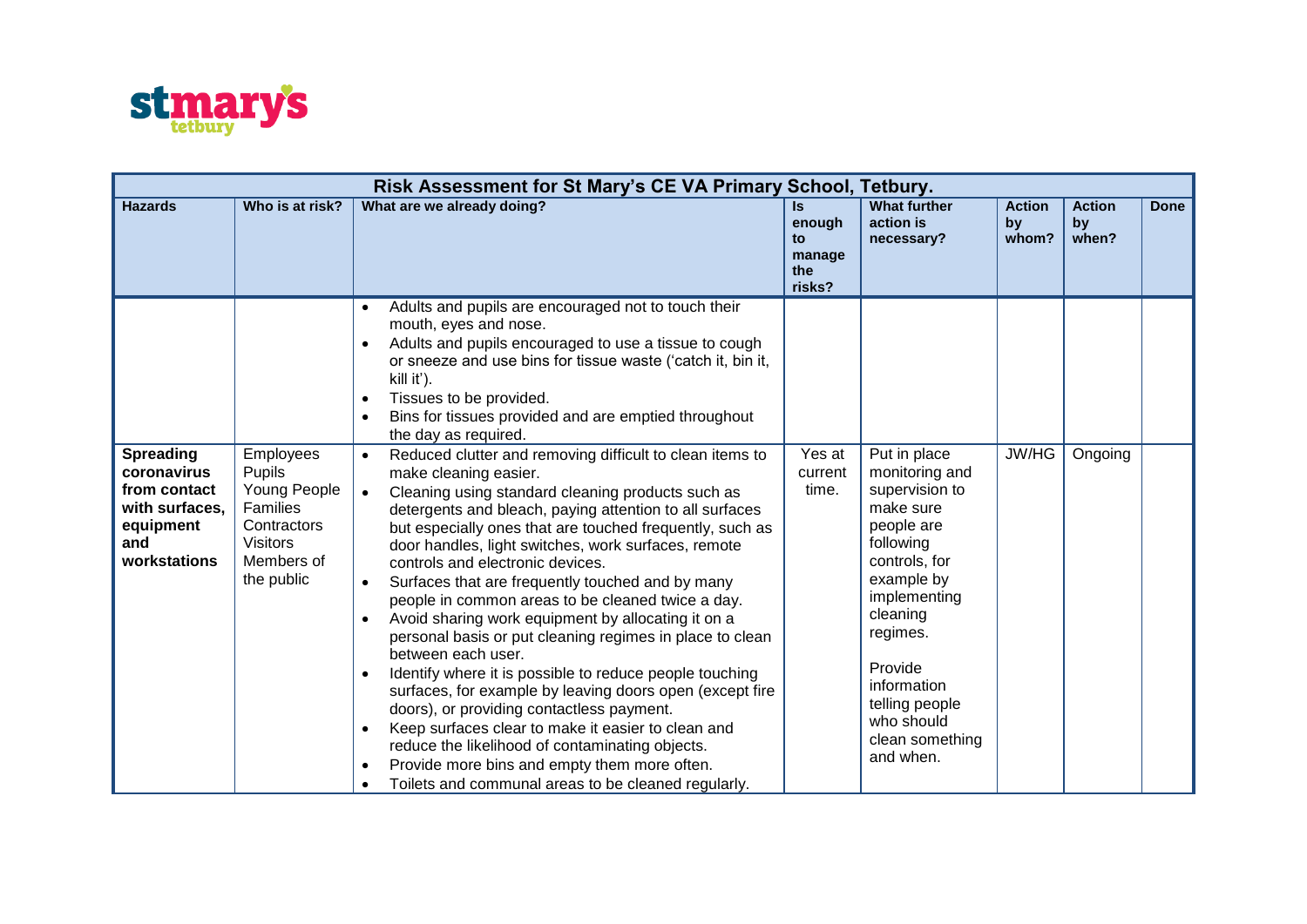| Risk Assessment for St Mary's CE VA Primary School, Tetbury. | | | | | | | |
|---|---|---|---|---|---|---|---|
| **Hazards** | **Who is at risk?** | **What are we already doing?** | **Is enough to manage the risks?** | **What further action is necessary?** | **Action by whom?** | **Action by when?** | **Done** |
| | | • Adults and pupils are encouraged not to touch their mouth, eyes and nose.<br>• Adults and pupils encouraged to use a tissue to cough or sneeze and use bins for tissue waste ('catch it, bin it, kill it').<br>• Tissues to be provided.<br>• Bins for tissues provided and are emptied throughout the day as required. | | | | | |
| **Spreading coronavirus from contact with surfaces, equipment and workstations** | Employees<br>Pupils<br>Young People<br>Families<br>Contractors<br>Visitors<br>Members of the public | • Reduced clutter and removing difficult to clean items to make cleaning easier.<br>• Cleaning using standard cleaning products such as detergents and bleach, paying attention to all surfaces but especially ones that are touched frequently, such as door handles, light switches, work surfaces, remote controls and electronic devices.<br>• Surfaces that are frequently touched and by many people in common areas to be cleaned twice a day.<br>• Avoid sharing work equipment by allocating it on a personal basis or put cleaning regimes in place to clean between each user.<br>• Identify where it is possible to reduce people touching surfaces, for example by leaving doors open (except fire doors), or providing contactless payment.<br>• Keep surfaces clear to make it easier to clean and reduce the likelihood of contaminating objects.<br>• Provide more bins and empty them more often.<br>• Toilets and communal areas to be cleaned regularly. | Yes at current time. | Put in place monitoring and supervision to make sure people are following controls, for example by implementing cleaning regimes.<br><br>Provide information telling people who should clean something and when. | JW/HG | Ongoing | |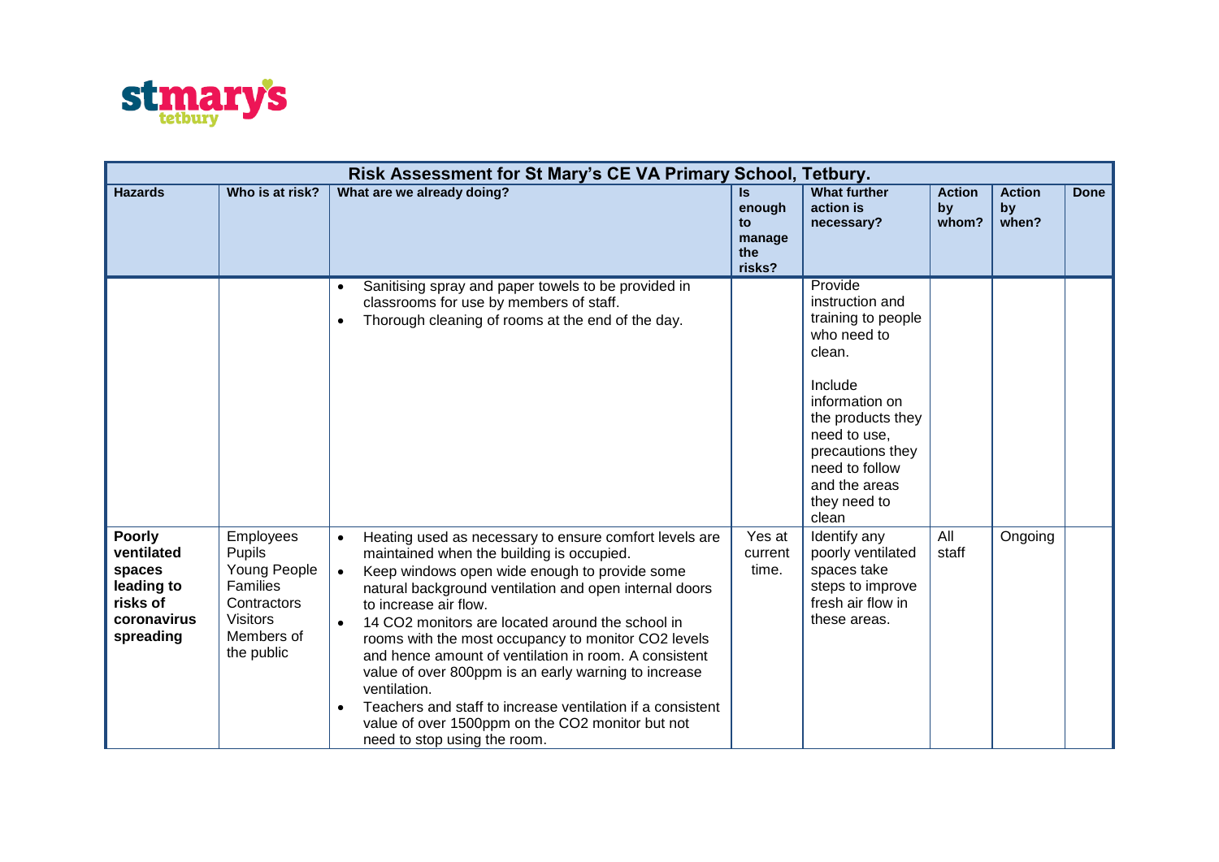| Risk Assessment for St Mary's CE VA Primary School, Tetbury. | | | | | | | |
|---|---|---|---|---|---|---|---|
| **Hazards** | **Who is at risk?** | **What are we already doing?** | **Is enough to manage the risks?** | **What further action is necessary?** | **Action by whom?** | **Action by when?** | **Done** |
| | | • Sanitising spray and paper towels to be provided in classrooms for use by members of staff.<br>• Thorough cleaning of rooms at the end of the day. | | Provide instruction and training to people who need to clean.<br><br>Include information on the products they need to use, precautions they need to follow and the areas they need to clean | | | |
| **Poorly ventilated spaces leading to risks of coronavirus spreading** | Employees<br>Pupils<br>Young People<br>Families<br>Contractors<br>Visitors<br>Members of the public | • Heating used as necessary to ensure comfort levels are maintained when the building is occupied.<br>• Keep windows open wide enough to provide some natural background ventilation and open internal doors to increase air flow.<br>• 14 $CO_2$ monitors are located around the school in rooms with the most occupancy to monitor $CO_2$ levels and hence amount of ventilation in room. A consistent value of over 800ppm is an early warning to increase ventilation.<br>• Teachers and staff to increase ventilation if a consistent value of over 1500ppm on the $CO_2$ monitor but not need to stop using the room. | Yes at current time. | Identify any poorly ventilated spaces take steps to improve fresh air flow in these areas. | All staff | Ongoing | |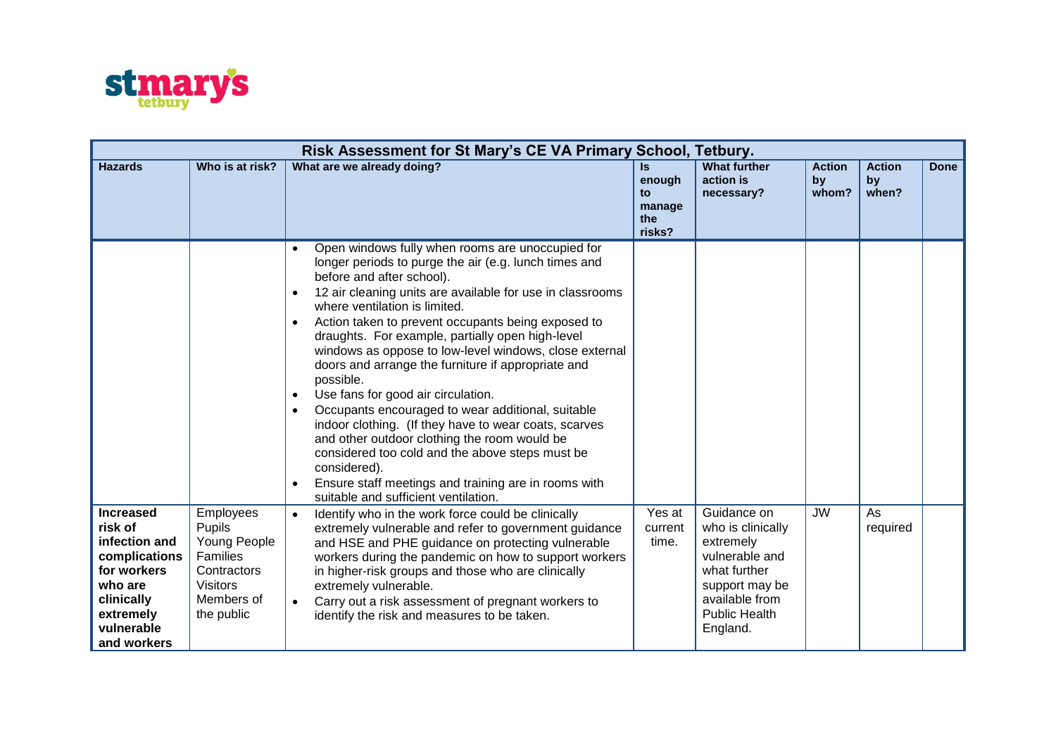| Risk Assessment for St Mary's CE VA Primary School, Tetbury. | | | | | | | |
|---|---|---|---|---|---|---|---|
| **Hazards** | **Who is at risk?** | **What are we already doing?** | **Is enough to manage the risks?** | **What further action is necessary?** | **Action by whom?** | **Action by when?** | **Done** |
| | | • Open windows fully when rooms are unoccupied for longer periods to purge the air (e.g. lunch times and before and after school).<br>• 12 air cleaning units are available for use in classrooms where ventilation is limited.<br>• Action taken to prevent occupants being exposed to draughts. For example, partially open high-level windows as oppose to low-level windows, close external doors and arrange the furniture if appropriate and possible.<br>• Use fans for good air circulation.<br>• Occupants encouraged to wear additional, suitable indoor clothing. (If they have to wear coats, scarves and other outdoor clothing the room would be considered too cold and the above steps must be considered).<br>• Ensure staff meetings and training are in rooms with suitable and sufficient ventilation. | | | | | |
| **Increased risk of infection and complications for workers who are clinically extremely vulnerable and workers** | Employees<br>Pupils<br>Young People<br>Families<br>Contractors<br>Visitors<br>Members of the public | • Identify who in the work force could be clinically extremely vulnerable and refer to government guidance and HSE and PHE guidance on protecting vulnerable workers during the pandemic on how to support workers in higher-risk groups and those who are clinically extremely vulnerable.<br>• Carry out a risk assessment of pregnant workers to identify the risk and measures to be taken. | Yes at current time. | Guidance on who is clinically extremely vulnerable and what further support may be available from Public Health England. | JW | As required | |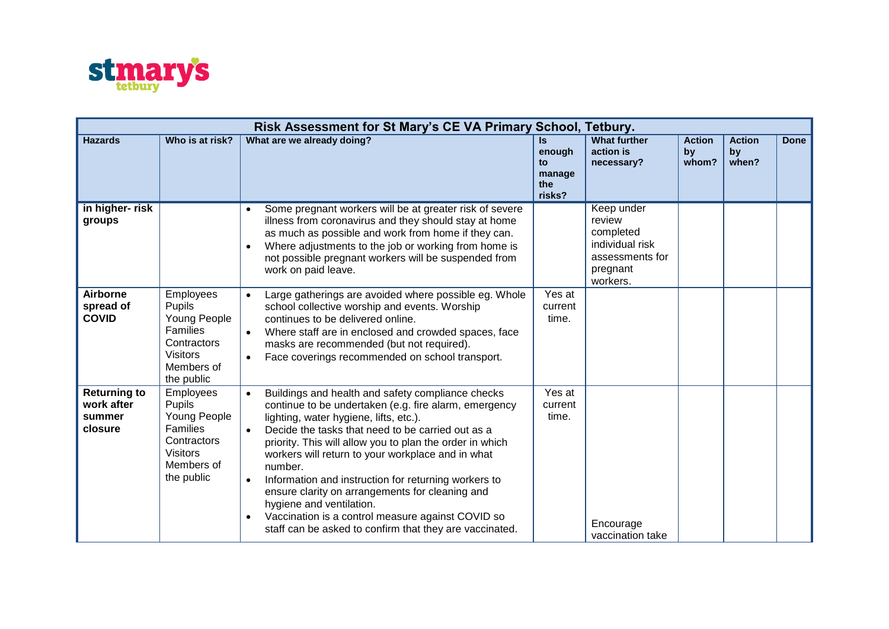| Risk Assessment for St Mary's CE VA Primary School, Tetbury. | | | | | | | |
|---|---|---|---|---|---|---|---|
| **Hazards** | **Who is at risk?** | **What are we already doing?** | **Is enough to manage the risks?** | **What further action is necessary?** | **Action by whom?** | **Action by when?** | **Done** |
| **in higher- risk groups** | | • Some pregnant workers will be at greater risk of severe illness from coronavirus and they should stay at home as much as possible and work from home if they can.<br>• Where adjustments to the job or working from home is not possible pregnant workers will be suspended from work on paid leave. | | Keep under review completed individual risk assessments for pregnant workers. | | | |
| **Airborne spread of COVID** | Employees<br>Pupils<br>Young People<br>Families<br>Contractors<br>Visitors<br>Members of the public | • Large gatherings are avoided where possible eg. Whole school collective worship and events. Worship continues to be delivered online.<br>• Where staff are in enclosed and crowded spaces, face masks are recommended (but not required).<br>• Face coverings recommended on school transport. | Yes at current time. | | | | |
| **Returning to work after summer closure** | Employees<br>Pupils<br>Young People<br>Families<br>Contractors<br>Visitors<br>Members of the public | • Buildings and health and safety compliance checks continue to be undertaken (e.g. fire alarm, emergency lighting, water hygiene, lifts, etc.).<br>• Decide the tasks that need to be carried out as a priority. This will allow you to plan the order in which workers will return to your workplace and in what number.<br>• Information and instruction for returning workers to ensure clarity on arrangements for cleaning and hygiene and ventilation.<br>• Vaccination is a control measure against COVID so staff can be asked to confirm that they are vaccinated. | Yes at current time. | Encourage vaccination take | | | |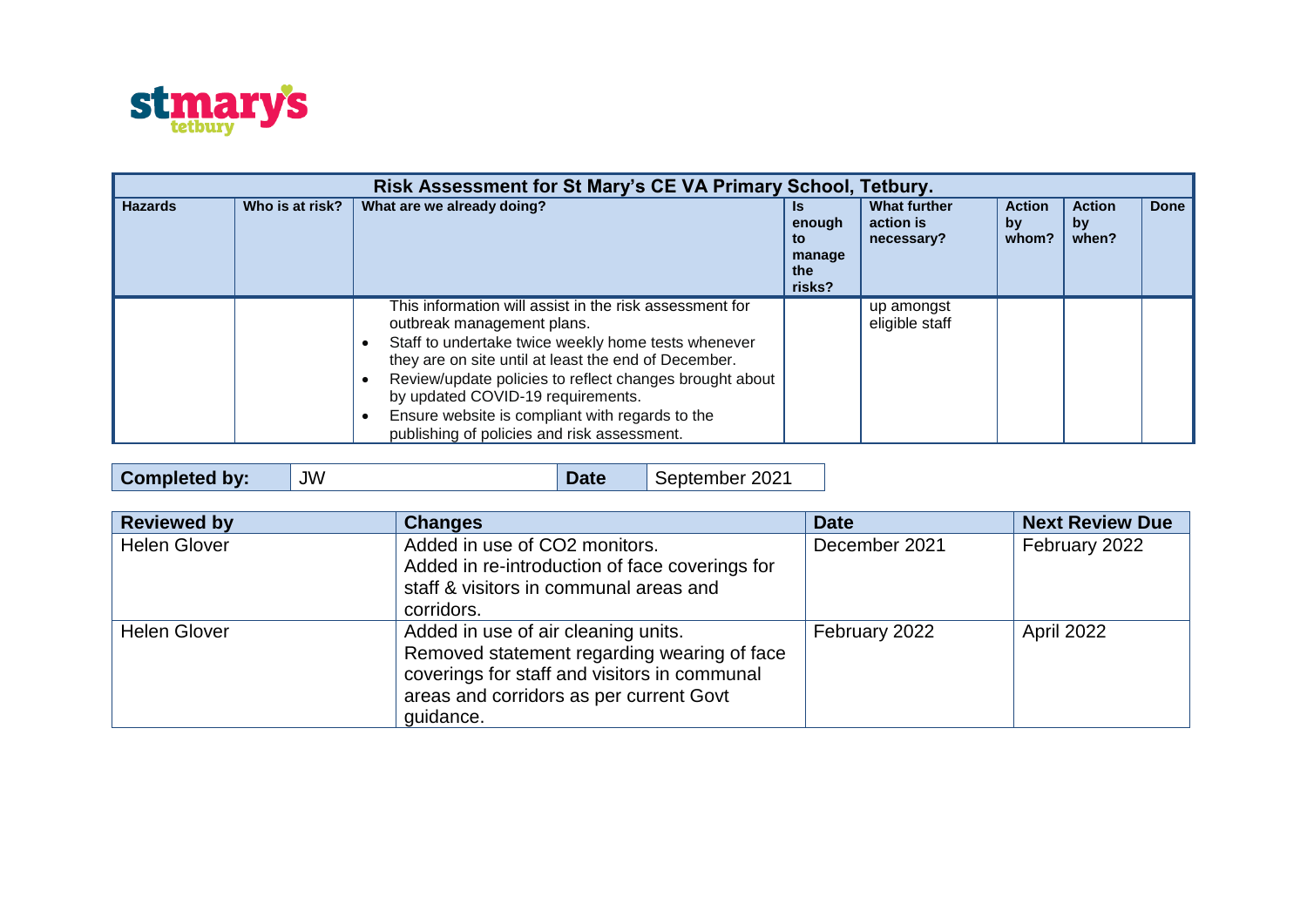| Risk Assessment for St Mary's CE VA Primary School, Tetbury. | | | | | | | |
|---|---|---|---|---|---|---|---|
| **Hazards** | **Who is at risk?** | **What are we already doing?** | **Is enough to manage the risks?** | **What further action is necessary?** | **Action by whom?** | **Action by when?** | **Done** |
| | | This information will assist in the risk assessment for outbreak management plans.<br>• Staff to undertake twice weekly home tests whenever they are on site until at least the end of December.<br>• Review/update policies to reflect changes brought about by updated COVID-19 requirements.<br>• Ensure website is compliant with regards to the publishing of policies and risk assessment. | | up amongst eligible staff | | | |

| **Completed by:** | JW | **Date** | September 2021 |
|---|---|---|---|

| **Reviewed by** | **Changes** | **Date** | **Next Review Due** |
|---|---|---|---|
| Helen Glover | Added in use of CO2 monitors.<br>Added in re-introduction of face coverings for staff & visitors in communal areas and corridors. | December 2021 | February 2022 |
| Helen Glover | Added in use of air cleaning units.<br>Removed statement regarding wearing of face coverings for staff and visitors in communal areas and corridors as per current Govt guidance. | February 2022 | April 2022 |